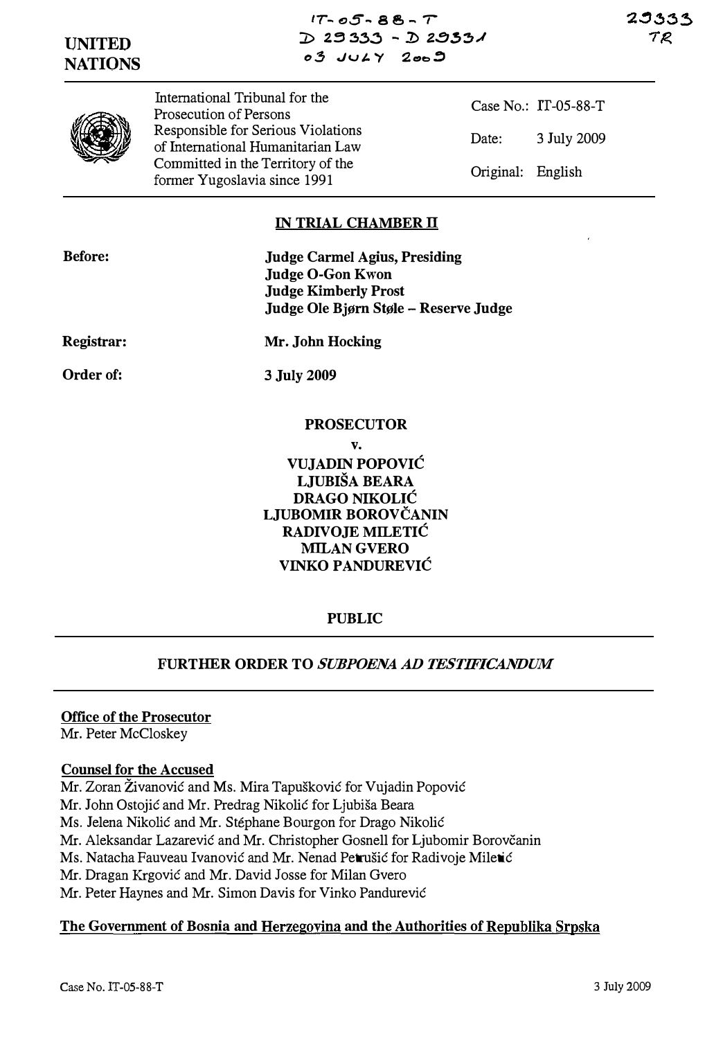IT-05-88-T
D 29333 - D 29331
03 JULY 2009

29333
TR

**UNITED NATIONS**

| | |
|---|---|
| International Tribunal for the Prosecution of Persons Responsible for Serious Violations of International Humanitarian Law Committed in the Territory of the former Yugoslavia since 1991 | Case No.: IT-05-88-T<br>Date: 3 July 2009<br>Original: English |

## IN TRIAL CHAMBER II

**Before:** **Judge Carmel Agius, Presiding**
**Judge O-Gon Kwon**
**Judge Kimberly Prost**
**Judge Ole Bjørn Støle – Reserve Judge**

**Registrar:** **Mr. John Hocking**

**Order of:** **3 July 2009**

**PROSECUTOR**

**v.**

**VUJADIN POPOVIĆ**
**LJUBIŠA BEARA**
**DRAGO NIKOLIĆ**
**LJUBOMIR BOROVČANIN**
**RADIVOJE MILETIĆ**
**MILAN GVERO**
**VINKO PANDUREVIĆ**

**PUBLIC**

## FURTHER ORDER TO *SUBPOENA AD TESTIFICANDUM*

**Office of the Prosecutor**
Mr. Peter McCloskey

**Counsel for the Accused**
Mr. Zoran Živanović and Ms. Mira Tapušković for Vujadin Popović
Mr. John Ostojić and Mr. Predrag Nikolić for Ljubiša Beara
Ms. Jelena Nikolić and Mr. Stéphane Bourgon for Drago Nikolić
Mr. Aleksandar Lazarević and Mr. Christopher Gosnell for Ljubomir Borovčanin
Ms. Natacha Fauveau Ivanović and Mr. Nenad Petrušić for Radivoje Miletić
Mr. Dragan Krgović and Mr. David Josse for Milan Gvero
Mr. Peter Haynes and Mr. Simon Davis for Vinko Pandurević

**The Government of Bosnia and Herzegovina and the Authorities of Republika Srpska**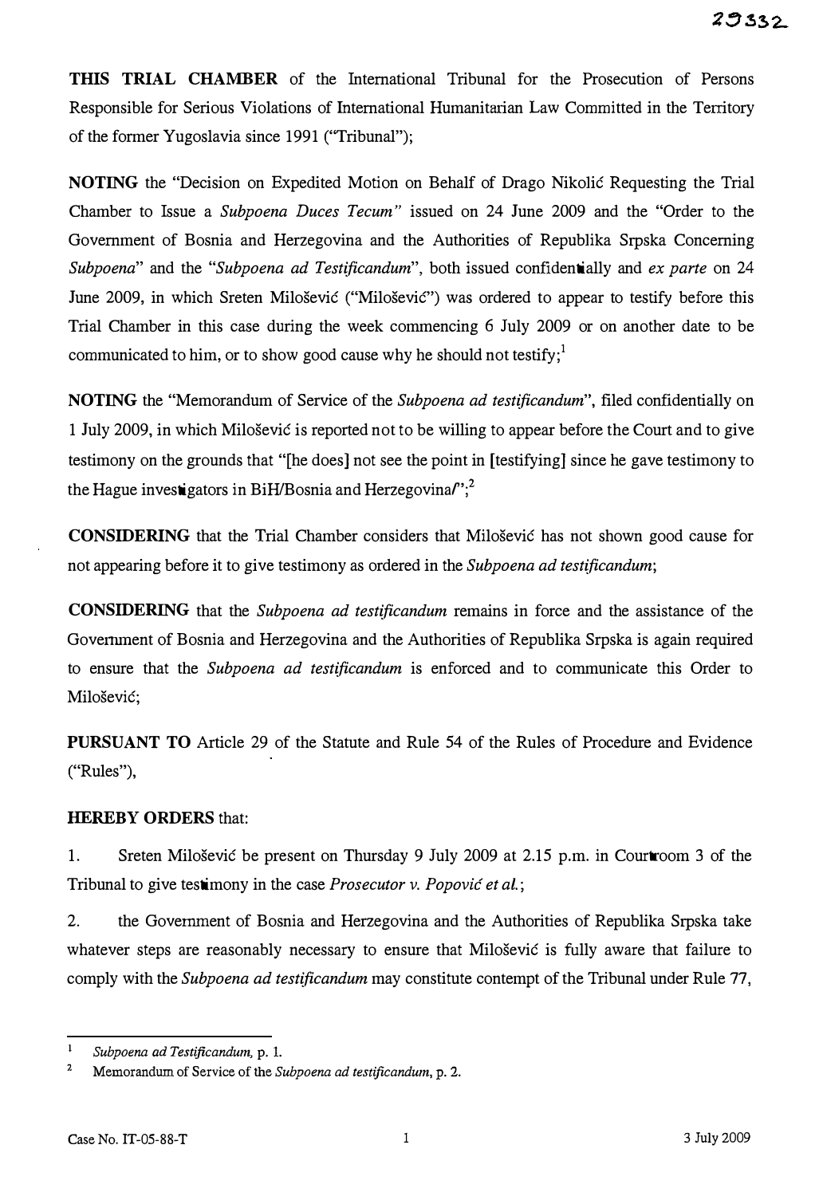**THIS TRIAL CHAMBER** of the International Tribunal for the Prosecution of Persons Responsible for Serious Violations of International Humanitarian Law Committed in the Territory of the former Yugoslavia since 1991 ("Tribunal");

**NOTING** the "Decision on Expedited Motion on Behalf of Drago Nikolić Requesting the Trial Chamber to Issue a *Subpoena Duces Tecum*" issued on 24 June 2009 and the "Order to the Government of Bosnia and Herzegovina and the Authorities of Republika Srpska Concerning *Subpoena*" and the "*Subpoena ad Testificandum*", both issued confidentially and *ex parte* on 24 June 2009, in which Sreten Milošević ("Milošević") was ordered to appear to testify before this Trial Chamber in this case during the week commencing 6 July 2009 or on another date to be communicated to him, or to show good cause why he should not testify;[1]

**NOTING** the "Memorandum of Service of the *Subpoena ad testificandum*", filed confidentially on 1 July 2009, in which Milošević is reported not to be willing to appear before the Court and to give testimony on the grounds that "[he does] not see the point in [testifying] since he gave testimony to the Hague investigators in BiH/Bosnia and Herzegovina/";[2]

**CONSIDERING** that the Trial Chamber considers that Milošević has not shown good cause for not appearing before it to give testimony as ordered in the *Subpoena ad testificandum*;

**CONSIDERING** that the *Subpoena ad testificandum* remains in force and the assistance of the Government of Bosnia and Herzegovina and the Authorities of Republika Srpska is again required to ensure that the *Subpoena ad testificandum* is enforced and to communicate this Order to Milošević;

**PURSUANT TO** Article 29 of the Statute and Rule 54 of the Rules of Procedure and Evidence ("Rules"),

**HEREBY ORDERS** that:

1. Sreten Milošević be present on Thursday 9 July 2009 at 2.15 p.m. in Courtroom 3 of the Tribunal to give testimony in the case *Prosecutor v. Popović et al.*;

2. the Government of Bosnia and Herzegovina and the Authorities of Republika Srpska take whatever steps are reasonably necessary to ensure that Milošević is fully aware that failure to comply with the *Subpoena ad testificandum* may constitute contempt of the Tribunal under Rule 77,

---

[1] *Subpoena ad Testificandum*, p. 1.

[2] Memorandum of Service of the *Subpoena ad testificandum*, p. 2.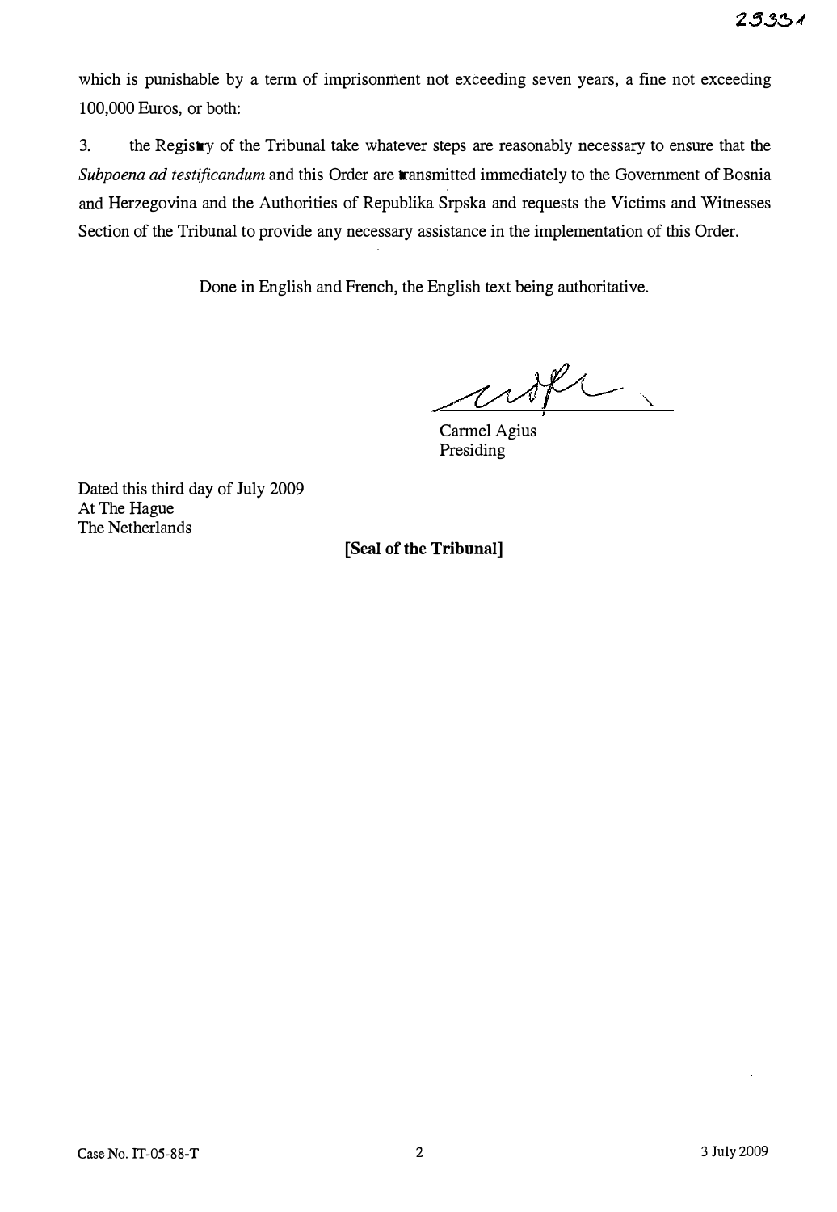which is punishable by a term of imprisonment not exceeding seven years, a fine not exceeding 100,000 Euros, or both:

3. the Registry of the Tribunal take whatever steps are reasonably necessary to ensure that the *Subpoena ad testificandum* and this Order are transmitted immediately to the Government of Bosnia and Herzegovina and the Authorities of Republika Srpska and requests the Victims and Witnesses Section of the Tribunal to provide any necessary assistance in the implementation of this Order.

Done in English and French, the English text being authoritative.

Carmel Agius
Presiding

Dated this third day of July 2009
At The Hague
The Netherlands

**[Seal of the Tribunal]**